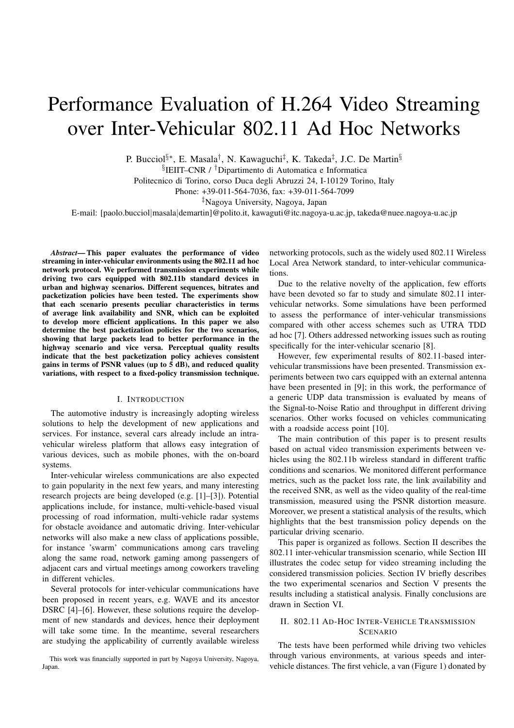# Performance Evaluation of H.264 Video Streaming over Inter-Vehicular 802.11 Ad Hoc Networks

P. Bucciol[§*], E. Masala[†], N. Kawaguchi[‡], K. Takeda[‡], J.C. De Martin[§]

[§]IEIIT–CNR / [†]Dipartimento di Automatica e Informatica

Politecnico di Torino, corso Duca degli Abruzzi 24, I-10129 Torino, Italy

Phone: +39-011-564-7036, fax: +39-011-564-7099

[‡]Nagoya University, Nagoya, Japan

E-mail: [paolo.bucciol|masala|demartin]@polito.it, kawaguti@itc.nagoya-u.ac.jp, takeda@nuee.nagoya-u.ac.jp

***Abstract*— This paper evaluates the performance of video streaming in inter-vehicular environments using the 802.11 ad hoc network protocol. We performed transmission experiments while driving two cars equipped with 802.11b standard devices in urban and highway scenarios. Different sequences, bitrates and packetization policies have been tested. The experiments show that each scenario presents peculiar characteristics in terms of average link availability and SNR, which can be exploited to develop more efficient applications. In this paper we also determine the best packetization policies for the two scenarios, showing that large packets lead to better performance in the highway scenario and vice versa. Perceptual quality results indicate that the best packetization policy achieves consistent gains in terms of PSNR values (up to 5 dB), and reduced quality variations, with respect to a fixed-policy transmission technique.**

## I. Introduction

The automotive industry is increasingly adopting wireless solutions to help the development of new applications and services. For instance, several cars already include an intra-vehicular wireless platform that allows easy integration of various devices, such as mobile phones, with the on-board systems.

Inter-vehicular wireless communications are also expected to gain popularity in the next few years, and many interesting research projects are being developed (e.g. [1]–[3]). Potential applications include, for instance, multi-vehicle-based visual processing of road information, multi-vehicle radar systems for obstacle avoidance and automatic driving. Inter-vehicular networks will also make a new class of applications possible, for instance 'swarm' communications among cars traveling along the same road, network gaming among passengers of adjacent cars and virtual meetings among coworkers traveling in different vehicles.

Several protocols for inter-vehicular communications have been proposed in recent years, e.g. WAVE and its ancestor DSRC [4]–[6]. However, these solutions require the development of new standards and devices, hence their deployment will take some time. In the meantime, several researchers are studying the applicability of currently available wireless networking protocols, such as the widely used 802.11 Wireless Local Area Network standard, to inter-vehicular communications.

Due to the relative novelty of the application, few efforts have been devoted so far to study and simulate 802.11 inter-vehicular networks. Some simulations have been performed to assess the performance of inter-vehicular transmissions compared with other access schemes such as UTRA TDD ad hoc [7]. Others addressed networking issues such as routing specifically for the inter-vehicular scenario [8].

However, few experimental results of 802.11-based inter-vehicular transmissions have been presented. Transmission experiments between two cars equipped with an external antenna have been presented in [9]; in this work, the performance of a generic UDP data transmission is evaluated by means of the Signal-to-Noise Ratio and throughput in different driving scenarios. Other works focused on vehicles communicating with a roadside access point [10].

The main contribution of this paper is to present results based on actual video transmission experiments between vehicles using the 802.11b wireless standard in different traffic conditions and scenarios. We monitored different performance metrics, such as the packet loss rate, the link availability and the received SNR, as well as the video quality of the real-time transmission, measured using the PSNR distortion measure. Moreover, we present a statistical analysis of the results, which highlights that the best transmission policy depends on the particular driving scenario.

This paper is organized as follows. Section II describes the 802.11 inter-vehicular transmission scenario, while Section III illustrates the codec setup for video streaming including the considered transmission policies. Section IV briefly describes the two experimental scenarios and Section V presents the results including a statistical analysis. Finally conclusions are drawn in Section VI.

## II. 802.11 Ad-Hoc Inter-Vehicle Transmission Scenario

The tests have been performed while driving two vehicles through various environments, at various speeds and inter-vehicle distances. The first vehicle, a van (Figure 1) donated by

This work was financially supported in part by Nagoya University, Nagoya, Japan.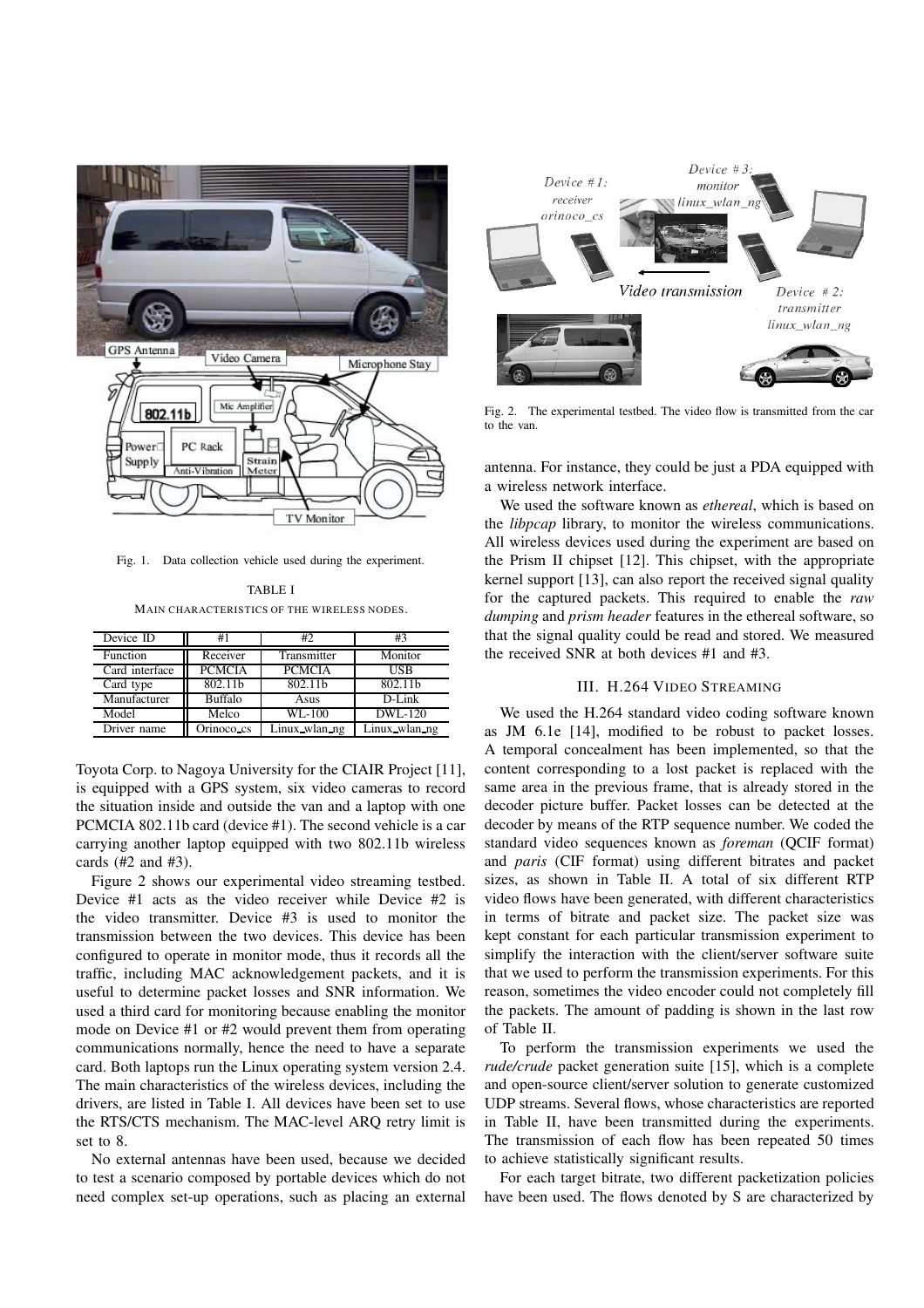Fig. 1. Data collection vehicle used during the experiment.

TABLE I

MAIN CHARACTERISTICS OF THE WIRELESS NODES.

| Device ID | #1 | #2 | #3 |
|---|---|---|---|
| Function | Receiver | Transmitter | Monitor |
| Card interface | PCMCIA | PCMCIA | USB |
| Card type | 802.11b | 802.11b | 802.11b |
| Manufacturer | Buffalo | Asus | D-Link |
| Model | Melco | WL-100 | DWL-120 |
| Driver name | Orinoco_cs | Linux_wlan_ng | Linux_wlan_ng |

Toyota Corp. to Nagoya University for the CIAIR Project [11], is equipped with a GPS system, six video cameras to record the situation inside and outside the van and a laptop with one PCMCIA 802.11b card (device #1). The second vehicle is a car carrying another laptop equipped with two 802.11b wireless cards (#2 and #3).

Figure 2 shows our experimental video streaming testbed. Device #1 acts as the video receiver while Device #2 is the video transmitter. Device #3 is used to monitor the transmission between the two devices. This device has been configured to operate in monitor mode, thus it records all the traffic, including MAC acknowledgement packets, and it is useful to determine packet losses and SNR information. We used a third card for monitoring because enabling the monitor mode on Device #1 or #2 would prevent them from operating communications normally, hence the need to have a separate card. Both laptops run the Linux operating system version 2.4. The main characteristics of the wireless devices, including the drivers, are listed in Table I. All devices have been set to use the RTS/CTS mechanism. The MAC-level ARQ retry limit is set to 8.

No external antennas have been used, because we decided to test a scenario composed by portable devices which do not need complex set-up operations, such as placing an external antenna. For instance, they could be just a PDA equipped with a wireless network interface.

Fig. 2. The experimental testbed. The video flow is transmitted from the car to the van.

We used the software known as *ethereal*, which is based on the *libpcap* library, to monitor the wireless communications. All wireless devices used during the experiment are based on the Prism II chipset [12]. This chipset, with the appropriate kernel support [13], can also report the received signal quality for the captured packets. This required to enable the *raw dumping* and *prism header* features in the ethereal software, so that the signal quality could be read and stored. We measured the received SNR at both devices #1 and #3.

## III. H.264 Video Streaming

We used the H.264 standard video coding software known as JM 6.1e [14], modified to be robust to packet losses. A temporal concealment has been implemented, so that the content corresponding to a lost packet is replaced with the same area in the previous frame, that is already stored in the decoder picture buffer. Packet losses can be detected at the decoder by means of the RTP sequence number. We coded the standard video sequences known as *foreman* (QCIF format) and *paris* (CIF format) using different bitrates and packet sizes, as shown in Table II. A total of six different RTP video flows have been generated, with different characteristics in terms of bitrate and packet size. The packet size was kept constant for each particular transmission experiment to simplify the interaction with the client/server software suite that we used to perform the transmission experiments. For this reason, sometimes the video encoder could not completely fill the packets. The amount of padding is shown in the last row of Table II.

To perform the transmission experiments we used the *rude/crude* packet generation suite [15], which is a complete and open-source client/server solution to generate customized UDP streams. Several flows, whose characteristics are reported in Table II, have been transmitted during the experiments. The transmission of each flow has been repeated 50 times to achieve statistically significant results.

For each target bitrate, two different packetization policies have been used. The flows denoted by S are characterized by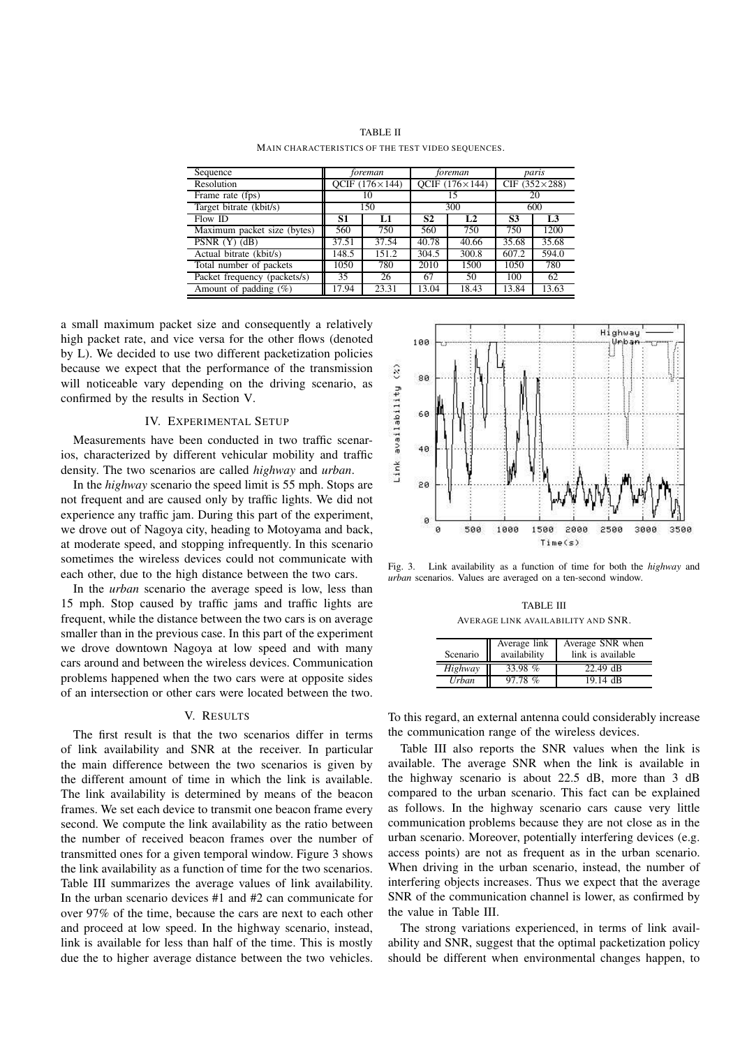TABLE II

MAIN CHARACTERISTICS OF THE TEST VIDEO SEQUENCES.

| Sequence | *foreman* | | *foreman* | | *paris* | |
|---|---|---|---|---|---|---|
| Resolution | QCIF (176×144) | | QCIF (176×144) | | CIF (352×288) | |
| Frame rate (fps) | 10 | | 15 | | 20 | |
| Target bitrate (kbit/s) | 150 | | 300 | | 600 | |
| Flow ID | **S1** | **L1** | **S2** | **L2** | **S3** | **L3** |
| Maximum packet size (bytes) | 560 | 750 | 560 | 750 | 750 | 1200 |
| PSNR (Y) (dB) | 37.51 | 37.54 | 40.78 | 40.66 | 35.68 | 35.68 |
| Actual bitrate (kbit/s) | 148.5 | 151.2 | 304.5 | 300.8 | 607.2 | 594.0 |
| Total number of packets | 1050 | 780 | 2010 | 1500 | 1050 | 780 |
| Packet frequency (packets/s) | 35 | 26 | 67 | 50 | 100 | 62 |
| Amount of padding (%) | 17.94 | 23.31 | 13.04 | 18.43 | 13.84 | 13.63 |

a small maximum packet size and consequently a relatively high packet rate, and vice versa for the other flows (denoted by L). We decided to use two different packetization policies because we expect that the performance of the transmission will noticeable vary depending on the driving scenario, as confirmed by the results in Section V.

## IV. Experimental Setup

Measurements have been conducted in two traffic scenarios, characterized by different vehicular mobility and traffic density. The two scenarios are called *highway* and *urban*.

In the *highway* scenario the speed limit is 55 mph. Stops are not frequent and are caused only by traffic lights. We did not experience any traffic jam. During this part of the experiment, we drove out of Nagoya city, heading to Motoyama and back, at moderate speed, and stopping infrequently. In this scenario sometimes the wireless devices could not communicate with each other, due to the high distance between the two cars.

In the *urban* scenario the average speed is low, less than 15 mph. Stop caused by traffic jams and traffic lights are frequent, while the distance between the two cars is on average smaller than in the previous case. In this part of the experiment we drove downtown Nagoya at low speed and with many cars around and between the wireless devices. Communication problems happened when the two cars were at opposite sides of an intersection or other cars were located between the two.

## V. Results

The first result is that the two scenarios differ in terms of link availability and SNR at the receiver. In particular the main difference between the two scenarios is given by the different amount of time in which the link is available. The link availability is determined by means of the beacon frames. We set each device to transmit one beacon frame every second. We compute the link availability as the ratio between the number of received beacon frames over the number of transmitted ones for a given temporal window. Figure 3 shows the link availability as a function of time for the two scenarios. Table III summarizes the average values of link availability. In the urban scenario devices #1 and #2 can communicate for over 97% of the time, because the cars are next to each other and proceed at low speed. In the highway scenario, instead, link is available for less than half of the time. This is mostly due the to higher average distance between the two vehicles.

Highway
Urban
Link availability (%)
Time(s)
0
20
40
60
80
100
0 500 1000 1500 2000 2500 3000 3500

Fig. 3. Link availability as a function of time for both the *highway* and *urban* scenarios. Values are averaged on a ten-second window.

TABLE III

AVERAGE LINK AVAILABILITY AND SNR.

| Scenario | Average link availability | Average SNR when link is available |
|---|---|---|
| *Highway* | 33.98 % | 22.49 dB |
| *Urban* | 97.78 % | 19.14 dB |

To this regard, an external antenna could considerably increase the communication range of the wireless devices.

Table III also reports the SNR values when the link is available. The average SNR when the link is available in the highway scenario is about 22.5 dB, more than 3 dB compared to the urban scenario. This fact can be explained as follows. In the highway scenario cars cause very little communication problems because they are not close as in the urban scenario. Moreover, potentially interfering devices (e.g. access points) are not as frequent as in the urban scenario. When driving in the urban scenario, instead, the number of interfering objects increases. Thus we expect that the average SNR of the communication channel is lower, as confirmed by the value in Table III.

The strong variations experienced, in terms of link availability and SNR, suggest that the optimal packetization policy should be different when environmental changes happen, to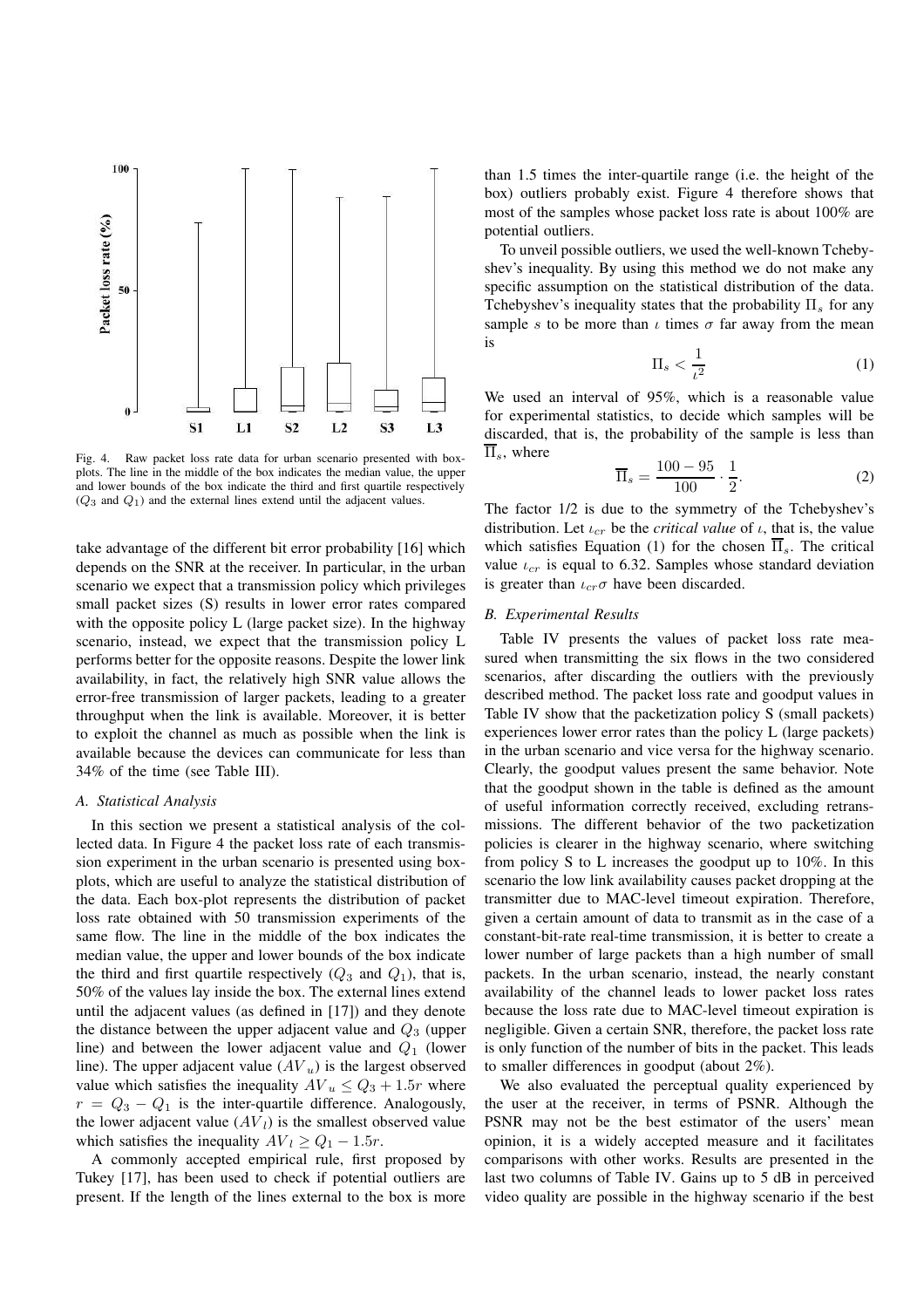Fig. 4. Raw packet loss rate data for urban scenario presented with box-plots. The line in the middle of the box indicates the median value, the upper and lower bounds of the box indicate the third and first quartile respectively ($Q_3$ and $Q_1$) and the external lines extend until the adjacent values.

take advantage of the different bit error probability [16] which depends on the SNR at the receiver. In particular, in the urban scenario we expect that a transmission policy which privileges small packet sizes (S) results in lower error rates compared with the opposite policy L (large packet size). In the highway scenario, instead, we expect that the transmission policy L performs better for the opposite reasons. Despite the lower link availability, in fact, the relatively high SNR value allows the error-free transmission of larger packets, leading to a greater throughput when the link is available. Moreover, it is better to exploit the channel as much as possible when the link is available because the devices can communicate for less than 34% of the time (see Table III).

### A. Statistical Analysis

In this section we present a statistical analysis of the collected data. In Figure 4 the packet loss rate of each transmission experiment in the urban scenario is presented using box-plots, which are useful to analyze the statistical distribution of the data. Each box-plot represents the distribution of packet loss rate obtained with 50 transmission experiments of the same flow. The line in the middle of the box indicates the median value, the upper and lower bounds of the box indicate the third and first quartile respectively ($Q_3$ and $Q_1$), that is, 50% of the values lay inside the box. The external lines extend until the adjacent values (as defined in [17]) and they denote the distance between the upper adjacent value and $Q_3$ (upper line) and between the lower adjacent value and $Q_1$ (lower line). The upper adjacent value ($AV_u$) is the largest observed value which satisfies the inequality $AV_u \leq Q_3 + 1.5r$ where $r = Q_3 - Q_1$ is the inter-quartile difference. Analogously, the lower adjacent value ($AV_l$) is the smallest observed value which satisfies the inequality $AV_l \geq Q_1 - 1.5r$.

A commonly accepted empirical rule, first proposed by Tukey [17], has been used to check if potential outliers are present. If the length of the lines external to the box is more than 1.5 times the inter-quartile range (i.e. the height of the box) outliers probably exist. Figure 4 therefore shows that most of the samples whose packet loss rate is about 100% are potential outliers.

To unveil possible outliers, we used the well-known Tchebyshev's inequality. By using this method we do not make any specific assumption on the statistical distribution of the data. Tchebyshev's inequality states that the probability $\Pi_s$ for any sample $s$ to be more than $\iota$ times $\sigma$ far away from the mean is

$$\Pi_s < \frac{1}{\iota^2} \tag{1}$$

We used an interval of 95%, which is a reasonable value for experimental statistics, to decide which samples will be discarded, that is, the probability of the sample is less than $\overline{\Pi}_s$, where

$$\overline{\Pi}_s = \frac{100 - 95}{100} \cdot \frac{1}{2}. \tag{2}$$

The factor 1/2 is due to the symmetry of the Tchebyshev's distribution. Let $\iota_{cr}$ be the *critical value* of $\iota$, that is, the value which satisfies Equation (1) for the chosen $\overline{\Pi}_s$. The critical value $\iota_{cr}$ is equal to 6.32. Samples whose standard deviation is greater than $\iota_{cr}\sigma$ have been discarded.

### B. Experimental Results

Table IV presents the values of packet loss rate measured when transmitting the six flows in the two considered scenarios, after discarding the outliers with the previously described method. The packet loss rate and goodput values in Table IV show that the packetization policy S (small packets) experiences lower error rates than the policy L (large packets) in the urban scenario and vice versa for the highway scenario. Clearly, the goodput values present the same behavior. Note that the goodput shown in the table is defined as the amount of useful information correctly received, excluding retransmissions. The different behavior of the two packetization policies is clearer in the highway scenario, where switching from policy S to L increases the goodput up to 10%. In this scenario the low link availability causes packet dropping at the transmitter due to MAC-level timeout expiration. Therefore, given a certain amount of data to transmit as in the case of a constant-bit-rate real-time transmission, it is better to create a lower number of large packets than a high number of small packets. In the urban scenario, instead, the nearly constant availability of the channel leads to lower packet loss rates because the loss rate due to MAC-level timeout expiration is negligible. Given a certain SNR, therefore, the packet loss rate is only function of the number of bits in the packet. This leads to smaller differences in goodput (about 2%).

We also evaluated the perceptual quality experienced by the user at the receiver, in terms of PSNR. Although the PSNR may not be the best estimator of the users' mean opinion, it is a widely accepted measure and it facilitates comparisons with other works. Results are presented in the last two columns of Table IV. Gains up to 5 dB in perceived video quality are possible in the highway scenario if the best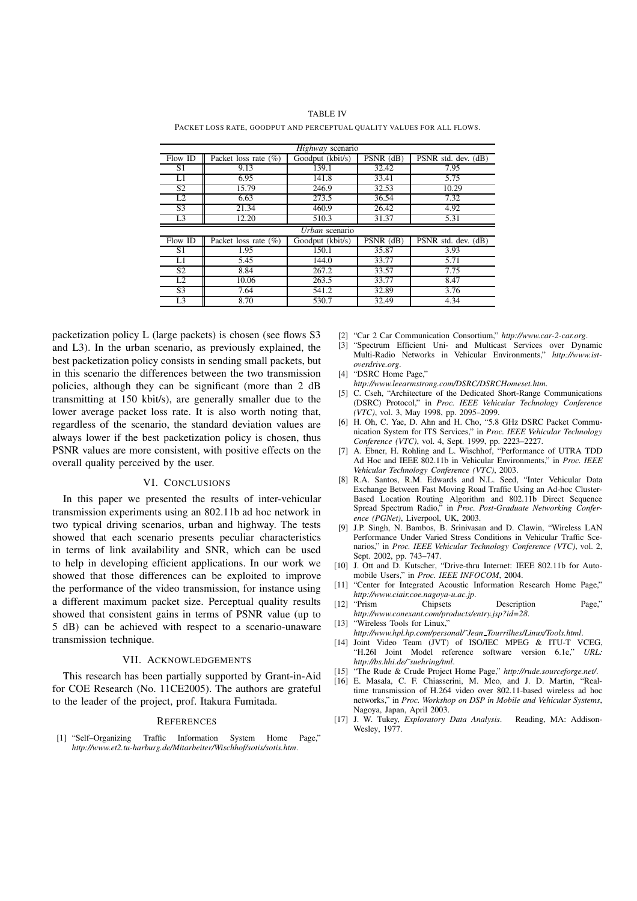TABLE IV

PACKET LOSS RATE, GOODPUT AND PERCEPTUAL QUALITY VALUES FOR ALL FLOWS.

| *Highway* scenario | | | | |
|---|---|---|---|---|
| Flow ID | Packet loss rate (%) | Goodput (kbit/s) | PSNR (dB) | PSNR std. dev. (dB) |
| S1 | 9.13 | 139.1 | 32.42 | 7.95 |
| L1 | 6.95 | 141.8 | 33.41 | 5.75 |
| S2 | 15.79 | 246.9 | 32.53 | 10.29 |
| L2 | 6.63 | 273.5 | 36.54 | 7.32 |
| S3 | 21.34 | 460.9 | 26.42 | 4.92 |
| L3 | 12.20 | 510.3 | 31.37 | 5.31 |
| *Urban* scenario | | | | |
| Flow ID | Packet loss rate (%) | Goodput (kbit/s) | PSNR (dB) | PSNR std. dev. (dB) |
| S1 | 1.95 | 150.1 | 35.87 | 3.93 |
| L1 | 5.45 | 144.0 | 33.77 | 5.71 |
| S2 | 8.84 | 267.2 | 33.57 | 7.75 |
| L2 | 10.06 | 263.5 | 33.77 | 8.47 |
| S3 | 7.64 | 541.2 | 32.89 | 3.76 |
| L3 | 8.70 | 530.7 | 32.49 | 4.34 |

packetization policy L (large packets) is chosen (see flows S3 and L3). In the urban scenario, as previously explained, the best packetization policy consists in sending small packets, but in this scenario the differences between the two transmission policies, although they can be significant (more than 2 dB transmitting at 150 kbit/s), are generally smaller due to the lower average packet loss rate. It is also worth noting that, regardless of the scenario, the standard deviation values are always lower if the best packetization policy is chosen, thus PSNR values are more consistent, with positive effects on the overall quality perceived by the user.

## VI. CONCLUSIONS

In this paper we presented the results of inter-vehicular transmission experiments using an 802.11b ad hoc network in two typical driving scenarios, urban and highway. The tests showed that each scenario presents peculiar characteristics in terms of link availability and SNR, which can be used to help in developing efficient applications. In our work we showed that those differences can be exploited to improve the performance of the video transmission, for instance using a different maximum packet size. Perceptual quality results showed that consistent gains in terms of PSNR value (up to 5 dB) can be achieved with respect to a scenario-unaware transmission technique.

## VII. ACKNOWLEDGEMENTS

This research has been partially supported by Grant-in-Aid for COE Research (No. 11CE2005). The authors are grateful to the leader of the project, prof. Itakura Fumitada.

## REFERENCES

[1] "Self–Organizing Traffic Information System Home Page," *http://www.et2.tu-harburg.de/Mitarbeiter/Wischhof/sotis/sotis.htm*.

[2] "Car 2 Car Communication Consortium," *http://www.car-2-car.org*.

[3] "Spectrum Efficient Uni- and Multicast Services over Dynamic Multi-Radio Networks in Vehicular Environments," *http://www.ist-overdrive.org*.

[4] "DSRC Home Page," *http://www.leearmstrong.com/DSRC/DSRCHomeset.htm*.

[5] C. Cseh, "Architecture of the Dedicated Short-Range Communications (DSRC) Protocol," in *Proc. IEEE Vehicular Technology Conference (VTC)*, vol. 3, May 1998, pp. 2095–2099.

[6] H. Oh, C. Yae, D. Ahn and H. Cho, "5.8 GHz DSRC Packet Communication System for ITS Services," in *Proc. IEEE Vehicular Technology Conference (VTC)*, vol. 4, Sept. 1999, pp. 2223–2227.

[7] A. Ebner, H. Rohling and L. Wischhof, "Performance of UTRA TDD Ad Hoc and IEEE 802.11b in Vehicular Environments," in *Proc. IEEE Vehicular Technology Conference (VTC)*, 2003.

[8] R.A. Santos, R.M. Edwards and N.L. Seed, "Inter Vehicular Data Exchange Between Fast Moving Road Traffic Using an Ad-hoc Cluster-Based Location Routing Algorithm and 802.11b Direct Sequence Spread Spectrum Radio," in *Proc. Post-Graduate Networking Conference (PGNet)*, Liverpool, UK, 2003.

[9] J.P. Singh, N. Bambos, B. Srinivasan and D. Clawin, "Wireless LAN Performance Under Varied Stress Conditions in Vehicular Traffic Scenarios," in *Proc. IEEE Vehicular Technology Conference (VTC)*, vol. 2, Sept. 2002, pp. 743–747.

[10] J. Ott and D. Kutscher, "Drive-thru Internet: IEEE 802.11b for Automobile Users," in *Proc. IEEE INFOCOM*, 2004.

[11] "Center for Integrated Acoustic Information Research Home Page," *http://www.ciair.coe.nagoya-u.ac.jp*.

[12] "Prism Chipsets Description Page," *http://www.conexant.com/products/entry.jsp?id=28*.

[13] "Wireless Tools for Linux," *http://www.hpl.hp.com/personal/˜Jean_Tourrilhes/Linux/Tools.html*.

[14] Joint Video Team (JVT) of ISO/IEC MPEG & ITU-T VCEG, "H.26l Joint Model reference software version 6.1e," *URL: http://bs.hhi.de/˜suehring/tml*.

[15] "The Rude & Crude Project Home Page," *http://rude.sourceforge.net/*.

[16] E. Masala, C. F. Chiasserini, M. Meo, and J. D. Martin, "Real-time transmission of H.264 video over 802.11-based wireless ad hoc networks," in *Proc. Workshop on DSP in Mobile and Vehicular Systems*, Nagoya, Japan, April 2003.

[17] J. W. Tukey, *Exploratory Data Analysis*. Reading, MA: Addison-Wesley, 1977.